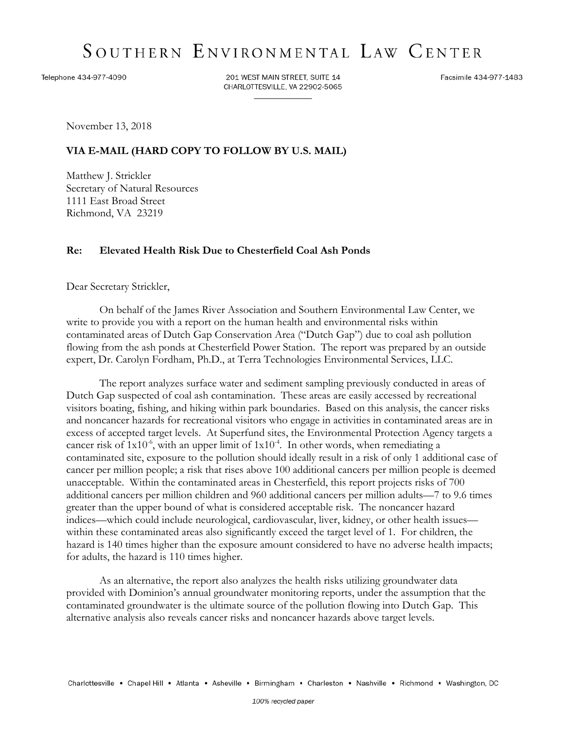# SOUTHERN ENVIRONMENTAL LAW CENTER

Telephone 434-977-4090 | 201 WEST MAIN STREET, SUITE 14, CHARLOTTESVILLE, VA 22902-5065 | Facsimile 434-977-1483

November 13, 2018

**VIA E-MAIL (HARD COPY TO FOLLOW BY U.S. MAIL)**

Matthew J. Strickler
Secretary of Natural Resources
1111 East Broad Street
Richmond, VA 23219

**Re: Elevated Health Risk Due to Chesterfield Coal Ash Ponds**

Dear Secretary Strickler,

On behalf of the James River Association and Southern Environmental Law Center, we write to provide you with a report on the human health and environmental risks within contaminated areas of Dutch Gap Conservation Area ("Dutch Gap") due to coal ash pollution flowing from the ash ponds at Chesterfield Power Station. The report was prepared by an outside expert, Dr. Carolyn Fordham, Ph.D., at Terra Technologies Environmental Services, LLC.

The report analyzes surface water and sediment sampling previously conducted in areas of Dutch Gap suspected of coal ash contamination. These areas are easily accessed by recreational visitors boating, fishing, and hiking within park boundaries. Based on this analysis, the cancer risks and noncancer hazards for recreational visitors who engage in activities in contaminated areas are in excess of accepted target levels. At Superfund sites, the Environmental Protection Agency targets a cancer risk of $1x10^{-6}$, with an upper limit of $1x10^{-4}$. In other words, when remediating a contaminated site, exposure to the pollution should ideally result in a risk of only 1 additional case of cancer per million people; a risk that rises above 100 additional cancers per million people is deemed unacceptable. Within the contaminated areas in Chesterfield, this report projects risks of 700 additional cancers per million children and 960 additional cancers per million adults—7 to 9.6 times greater than the upper bound of what is considered acceptable risk. The noncancer hazard indices—which could include neurological, cardiovascular, liver, kidney, or other health issues—within these contaminated areas also significantly exceed the target level of 1. For children, the hazard is 140 times higher than the exposure amount considered to have no adverse health impacts; for adults, the hazard is 110 times higher.

As an alternative, the report also analyzes the health risks utilizing groundwater data provided with Dominion's annual groundwater monitoring reports, under the assumption that the contaminated groundwater is the ultimate source of the pollution flowing into Dutch Gap. This alternative analysis also reveals cancer risks and noncancer hazards above target levels.

Charlottesville • Chapel Hill • Atlanta • Asheville • Birmingham • Charleston • Nashville • Richmond • Washington, DC

*100% recycled paper*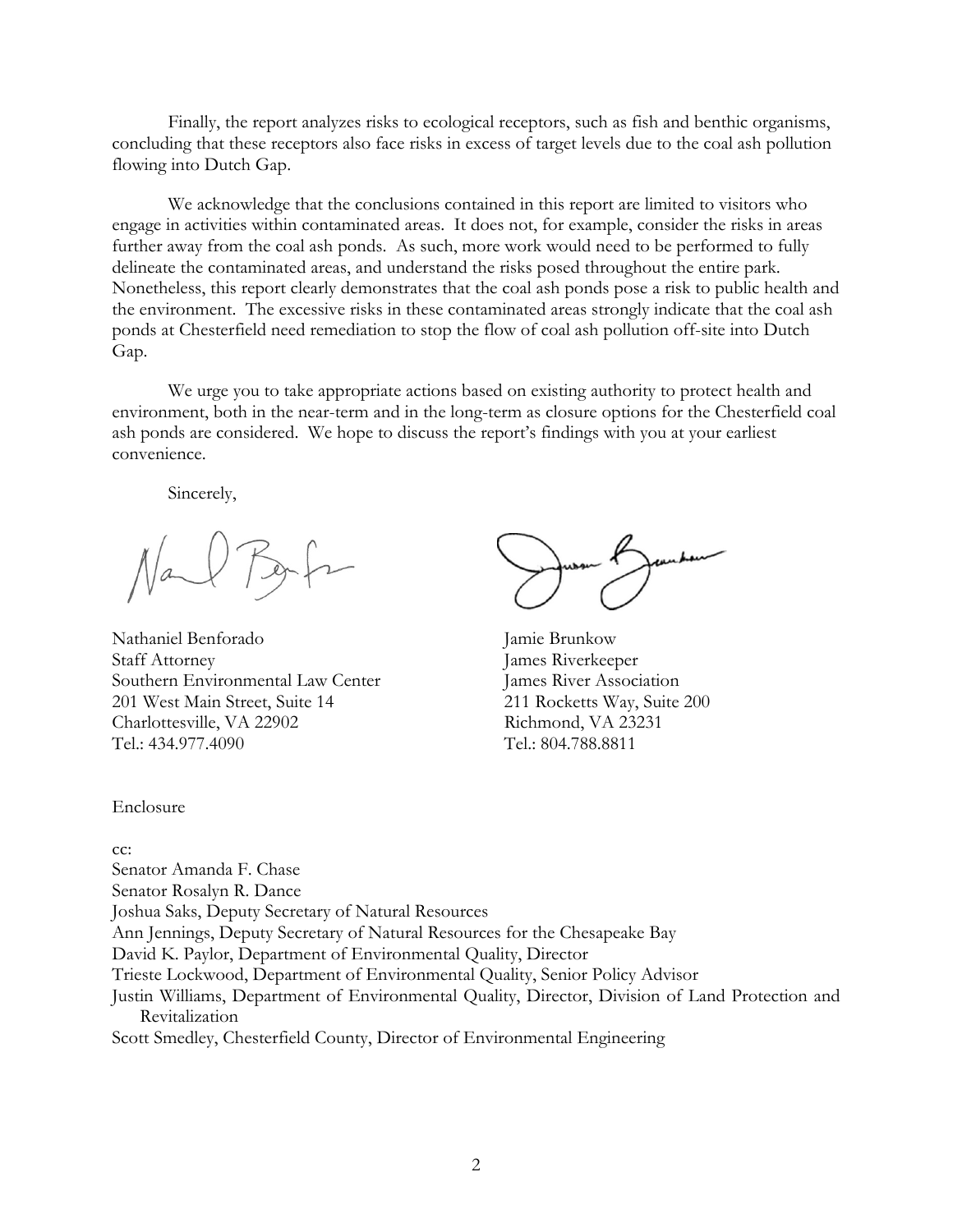Finally, the report analyzes risks to ecological receptors, such as fish and benthic organisms, concluding that these receptors also face risks in excess of target levels due to the coal ash pollution flowing into Dutch Gap.

We acknowledge that the conclusions contained in this report are limited to visitors who engage in activities within contaminated areas. It does not, for example, consider the risks in areas further away from the coal ash ponds. As such, more work would need to be performed to fully delineate the contaminated areas, and understand the risks posed throughout the entire park. Nonetheless, this report clearly demonstrates that the coal ash ponds pose a risk to public health and the environment. The excessive risks in these contaminated areas strongly indicate that the coal ash ponds at Chesterfield need remediation to stop the flow of coal ash pollution off-site into Dutch Gap.

We urge you to take appropriate actions based on existing authority to protect health and environment, both in the near-term and in the long-term as closure options for the Chesterfield coal ash ponds are considered. We hope to discuss the report's findings with you at your earliest convenience.

Sincerely,

Nathaniel Benforado
Staff Attorney
Southern Environmental Law Center
201 West Main Street, Suite 14
Charlottesville, VA 22902
Tel.: 434.977.4090

Jamie Brunkow
James Riverkeeper
James River Association
211 Rocketts Way, Suite 200
Richmond, VA 23231
Tel.: 804.788.8811

Enclosure

cc:
Senator Amanda F. Chase
Senator Rosalyn R. Dance
Joshua Saks, Deputy Secretary of Natural Resources
Ann Jennings, Deputy Secretary of Natural Resources for the Chesapeake Bay
David K. Paylor, Department of Environmental Quality, Director
Trieste Lockwood, Department of Environmental Quality, Senior Policy Advisor
Justin Williams, Department of Environmental Quality, Director, Division of Land Protection and Revitalization
Scott Smedley, Chesterfield County, Director of Environmental Engineering